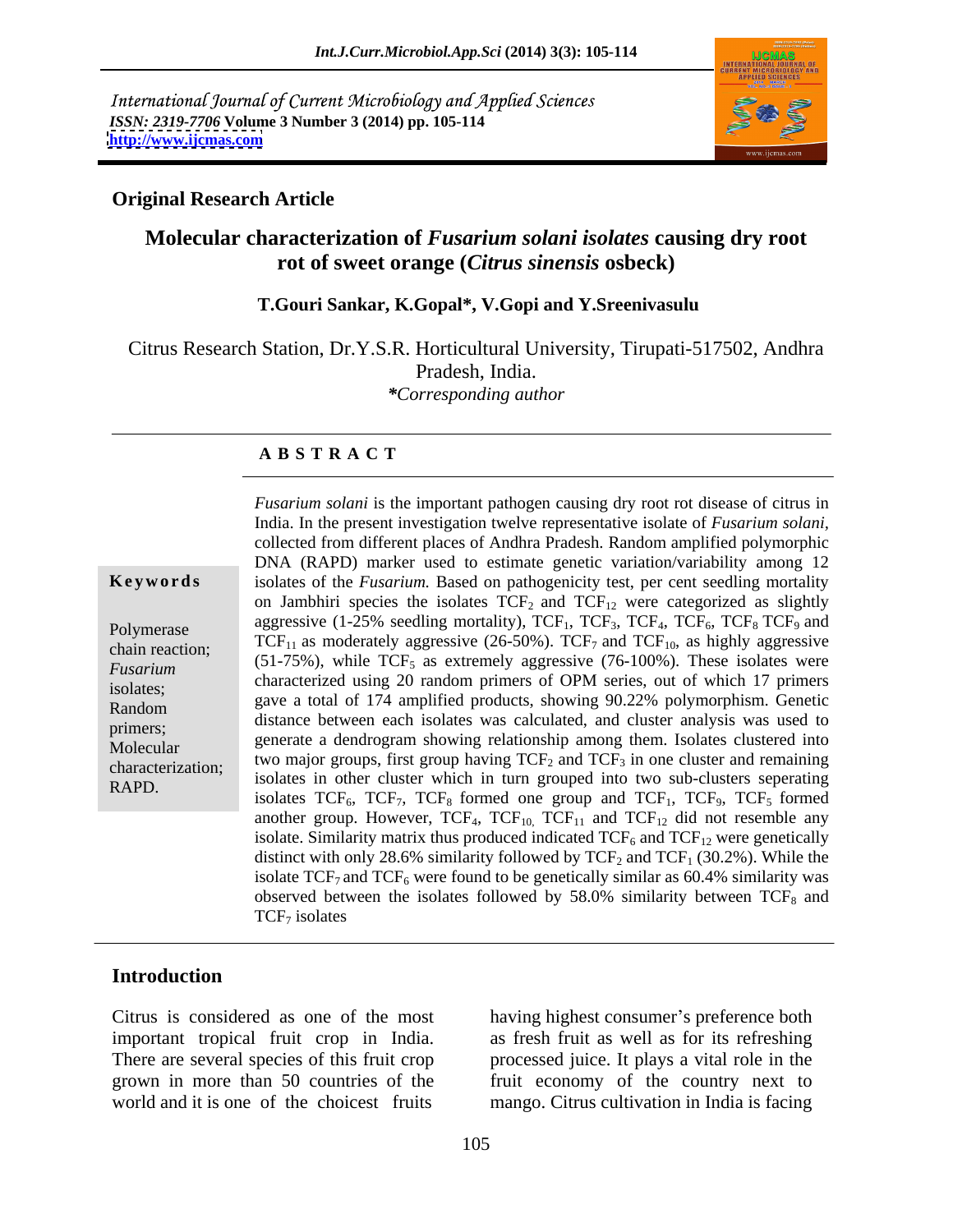International Journal of Current Microbiology and Applied Sciences
*ISSN: 2319-7706* **Volume 3 Number 3 (2014) pp. 105-114**
**http://www.ijcmas.com**

**Original Research Article**

# Molecular characterization of *Fusarium solani isolates* causing dry root rot of sweet orange (*Citrus sinensis* osbeck)

**T.Gouri Sankar, K.Gopal\*, V.Gopi and Y.Sreenivasulu**

Citrus Research Station, Dr.Y.S.R. Horticultural University, Tirupati-517502, Andhra Pradesh, India.
*\*Corresponding author*

## A B S T R A C T

**Keywords**

Polymerase chain reaction; *Fusarium* isolates; Random primers; Molecular characterization; RAPD.

*Fusarium solani* is the important pathogen causing dry root rot disease of citrus in India. In the present investigation twelve representative isolate of *Fusarium solani*, collected from different places of Andhra Pradesh. Random amplified polymorphic DNA (RAPD) marker used to estimate genetic variation/variability among 12 isolates of the *Fusarium.* Based on pathogenicity test, per cent seedling mortality on Jambhiri species the isolates $TCF_2$ and $TCF_{12}$ were categorized as slightly aggressive (1-25% seedling mortality), $TCF_1$, $TCF_3$, $TCF_4$, $TCF_6$, $TCF_8$ $TCF_9$ and $TCF_{11}$ as moderately aggressive (26-50%). $TCF_7$ and $TCF_{10}$, as highly aggressive (51-75%), while $TCF_5$ as extremely aggressive (76-100%). These isolates were characterized using 20 random primers of OPM series, out of which 17 primers gave a total of 174 amplified products, showing 90.22% polymorphism. Genetic distance between each isolates was calculated, and cluster analysis was used to generate a dendrogram showing relationship among them. Isolates clustered into two major groups, first group having $TCF_2$ and $TCF_3$ in one cluster and remaining isolates in other cluster which in turn grouped into two sub-clusters seperating isolates $TCF_6$, $TCF_7$, $TCF_8$ formed one group and $TCF_1$, $TCF_9$, $TCF_5$ formed another group. However, $TCF_4$, $TCF_{10,}$ $TCF_{11}$ and $TCF_{12}$ did not resemble any isolate. Similarity matrix thus produced indicated $TCF_6$ and $TCF_{12}$ were genetically distinct with only 28.6% similarity followed by $TCF_2$ and $TCF_1$ (30.2%). While the isolate $TCF_7$ and $TCF_6$ were found to be genetically similar as 60.4% similarity was observed between the isolates followed by 58.0% similarity between $TCF_8$ and $TCF_7$ isolates

## Introduction

Citrus is considered as one of the most important tropical fruit crop in India. There are several species of this fruit crop grown in more than 50 countries of the world and it is one of the choicest fruits having highest consumer's preference both as fresh fruit as well as for its refreshing processed juice. It plays a vital role in the fruit economy of the country next to mango. Citrus cultivation in India is facing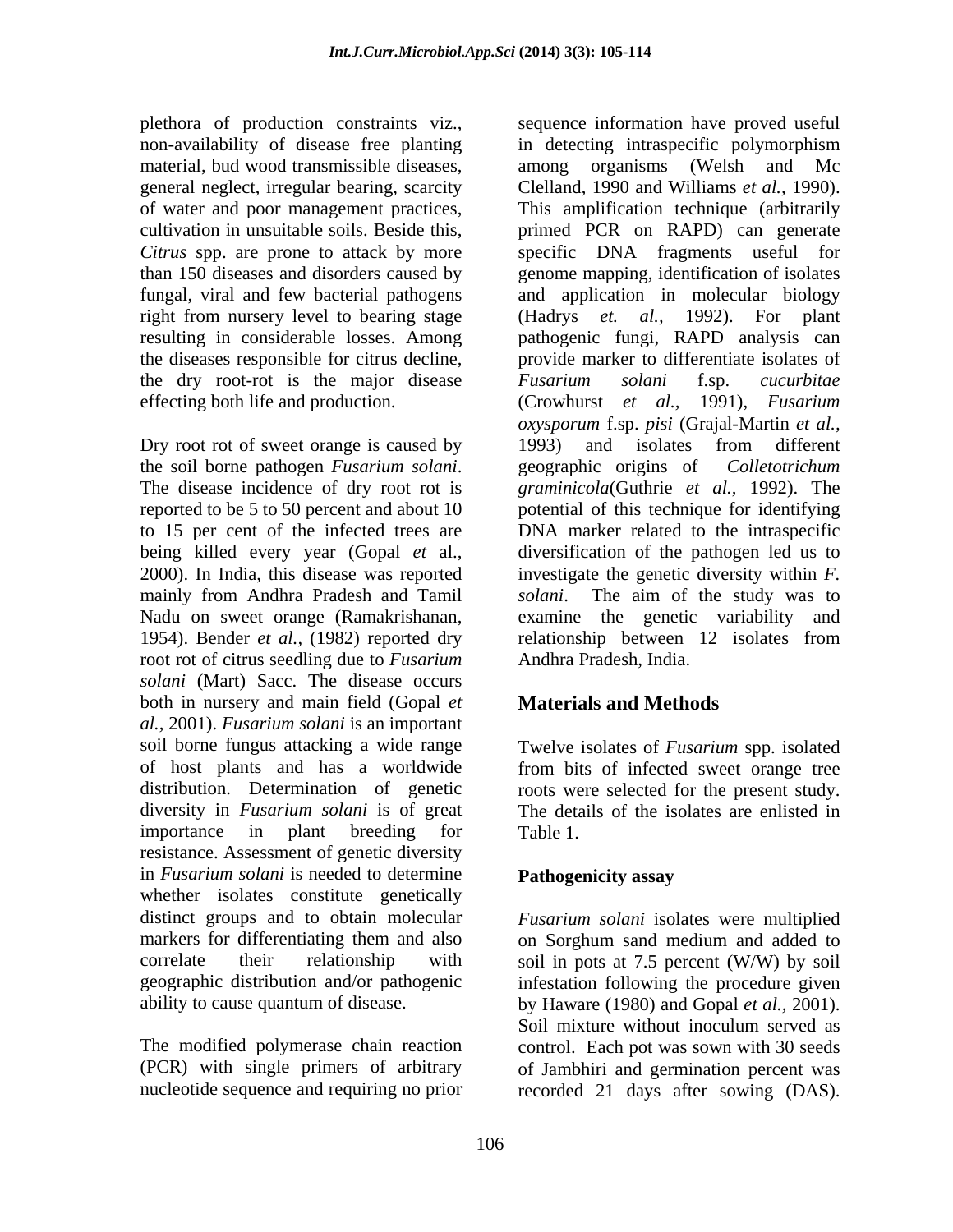plethora of production constraints viz., non-availability of disease free planting material, bud wood transmissible diseases, general neglect, irregular bearing, scarcity of water and poor management practices, cultivation in unsuitable soils. Beside this, *Citrus* spp. are prone to attack by more than 150 diseases and disorders caused by fungal, viral and few bacterial pathogens right from nursery level to bearing stage resulting in considerable losses. Among the diseases responsible for citrus decline, the dry root-rot is the major disease effecting both life and production.

Dry root rot of sweet orange is caused by the soil borne pathogen *Fusarium solani*. The disease incidence of dry root rot is reported to be 5 to 50 percent and about 10 to 15 per cent of the infected trees are being killed every year (Gopal *et* al., 2000). In India, this disease was reported mainly from Andhra Pradesh and Tamil Nadu on sweet orange (Ramakrishanan, 1954). Bender *et al.,* (1982) reported dry root rot of citrus seedling due to *Fusarium solani* (Mart) Sacc. The disease occurs both in nursery and main field (Gopal *et al.,* 2001). *Fusarium solani* is an important soil borne fungus attacking a wide range of host plants and has a worldwide distribution. Determination of genetic diversity in *Fusarium solani* is of great importance in plant breeding for resistance. Assessment of genetic diversity in *Fusarium solani* is needed to determine whether isolates constitute genetically distinct groups and to obtain molecular markers for differentiating them and also correlate their relationship with geographic distribution and/or pathogenic ability to cause quantum of disease.

The modified polymerase chain reaction (PCR) with single primers of arbitrary nucleotide sequence and requiring no prior sequence information have proved useful in detecting intraspecific polymorphism among organisms (Welsh and Mc Clelland, 1990 and Williams *et al.*, 1990). This amplification technique (arbitrarily primed PCR on RAPD) can generate specific DNA fragments useful for genome mapping, identification of isolates and application in molecular biology (Hadrys *et. al.,* 1992). For plant pathogenic fungi, RAPD analysis can provide marker to differentiate isolates of *Fusarium solani* f.sp. *cucurbitae* (Crowhurst *et al.,* 1991), *Fusarium oxysporum* f.sp. *pisi* (Grajal-Martin *et al.,* 1993) and isolates from different geographic origins of *Colletotrichum graminicola*(Guthrie *et al.,* 1992). The potential of this technique for identifying DNA marker related to the intraspecific diversification of the pathogen led us to investigate the genetic diversity within *F. solani*. The aim of the study was to examine the genetic variability and relationship between 12 isolates from Andhra Pradesh, India.

## Materials and Methods

Twelve isolates of *Fusarium* spp. isolated from bits of infected sweet orange tree roots were selected for the present study. The details of the isolates are enlisted in Table 1.

### Pathogenicity assay

*Fusarium solani* isolates were multiplied on Sorghum sand medium and added to soil in pots at 7.5 percent (W/W) by soil infestation following the procedure given by Haware (1980) and Gopal *et al.,* 2001). Soil mixture without inoculum served as control. Each pot was sown with 30 seeds of Jambhiri and germination percent was recorded 21 days after sowing (DAS).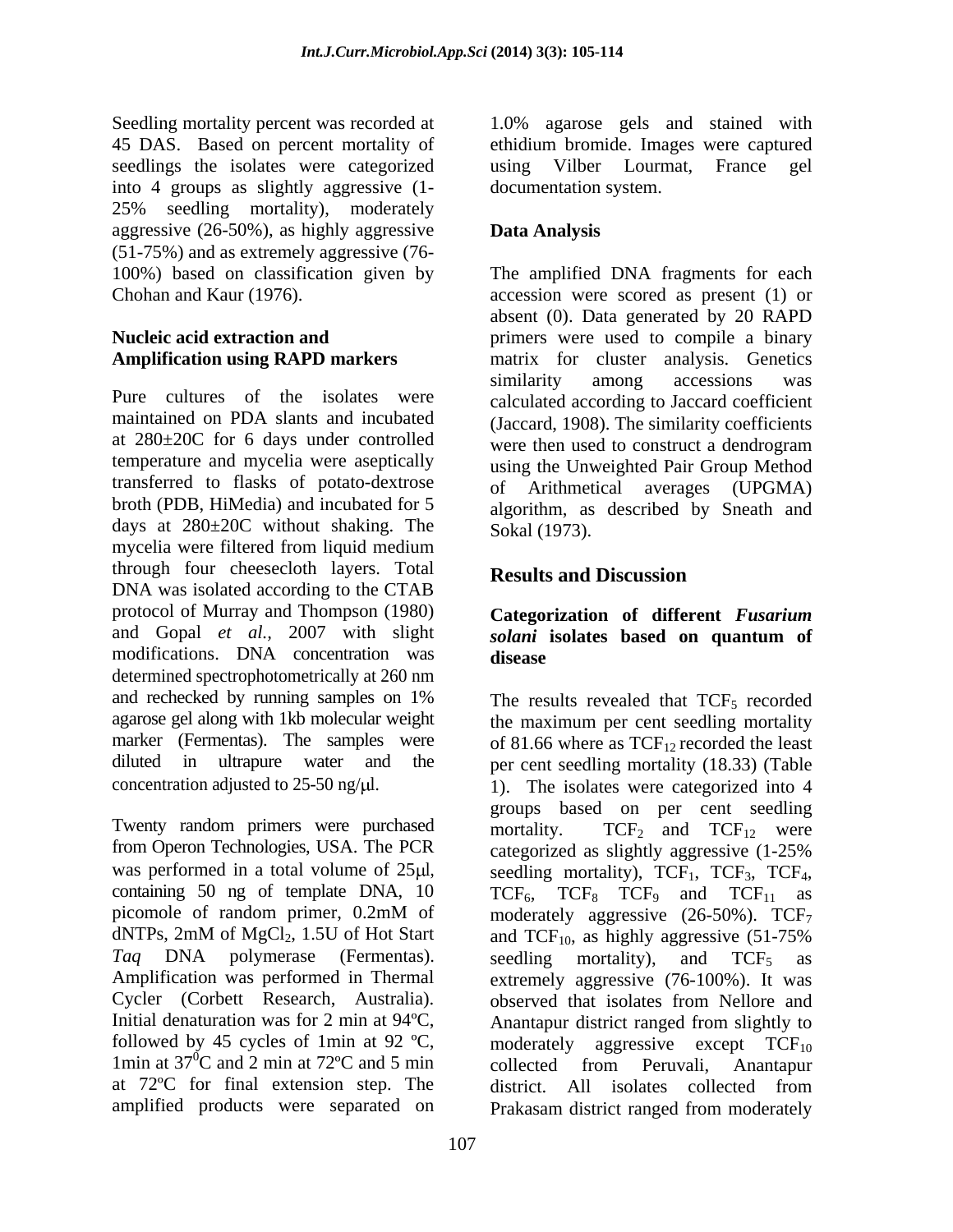Seedling mortality percent was recorded at 45 DAS. Based on percent mortality of seedlings the isolates were categorized into 4 groups as slightly aggressive (1-25% seedling mortality), moderately aggressive (26-50%), as highly aggressive (51-75%) and as extremely aggressive (76-100%) based on classification given by Chohan and Kaur (1976).

**Nucleic acid extraction and Amplification using RAPD markers**

Pure cultures of the isolates were maintained on PDA slants and incubated at 280±20C for 6 days under controlled temperature and mycelia were aseptically transferred to flasks of potato-dextrose broth (PDB, HiMedia) and incubated for 5 days at 280±20C without shaking. The mycelia were filtered from liquid medium through four cheesecloth layers. Total DNA was isolated according to the CTAB protocol of Murray and Thompson (1980) and Gopal *et al.*, 2007 with slight modifications. DNA concentration was determined spectrophotometrically at 260 nm and rechecked by running samples on 1% agarose gel along with 1kb molecular weight marker (Fermentas). The samples were diluted in ultrapure water and the concentration adjusted to 25-50 ng/μl.

Twenty random primers were purchased from Operon Technologies, USA. The PCR was performed in a total volume of 25μl, containing 50 ng of template DNA, 10 picomole of random primer, 0.2mM of dNTPs, 2mM of $MgCl_2$, 1.5U of Hot Start *Taq* DNA polymerase (Fermentas). Amplification was performed in Thermal Cycler (Corbett Research, Australia). Initial denaturation was for 2 min at 94ºC, followed by 45 cycles of 1min at 92 ºC, 1min at $37^0$C and 2 min at 72ºC and 5 min at 72ºC for final extension step. The amplified products were separated on 1.0% agarose gels and stained with ethidium bromide. Images were captured using Vilber Lourmat, France gel documentation system.

**Data Analysis**

The amplified DNA fragments for each accession were scored as present (1) or absent (0). Data generated by 20 RAPD primers were used to compile a binary matrix for cluster analysis. Genetics similarity among accessions was calculated according to Jaccard coefficient (Jaccard, 1908). The similarity coefficients were then used to construct a dendrogram using the Unweighted Pair Group Method of Arithmetical averages (UPGMA) algorithm, as described by Sneath and Sokal (1973).

## Results and Discussion

**Categorization of different *Fusarium solani* isolates based on quantum of disease**

The results revealed that $TCF_5$ recorded the maximum per cent seedling mortality of 81.66 where as $TCF_{12}$ recorded the least per cent seedling mortality (18.33) (Table 1). The isolates were categorized into 4 groups based on per cent seedling mortality. $TCF_2$ and $TCF_{12}$ were categorized as slightly aggressive (1-25% seedling mortality), $TCF_1$, $TCF_3$, $TCF_4$, $TCF_6$, $TCF_8$ $TCF_9$ and $TCF_{11}$ as moderately aggressive (26-50%). $TCF_7$ and $TCF_{10}$, as highly aggressive (51-75% seedling mortality), and $TCF_5$ as extremely aggressive (76-100%). It was observed that isolates from Nellore and Anantapur district ranged from slightly to moderately aggressive except $TCF_{10}$ collected from Peruvali, Anantapur district. All isolates collected from Prakasam district ranged from moderately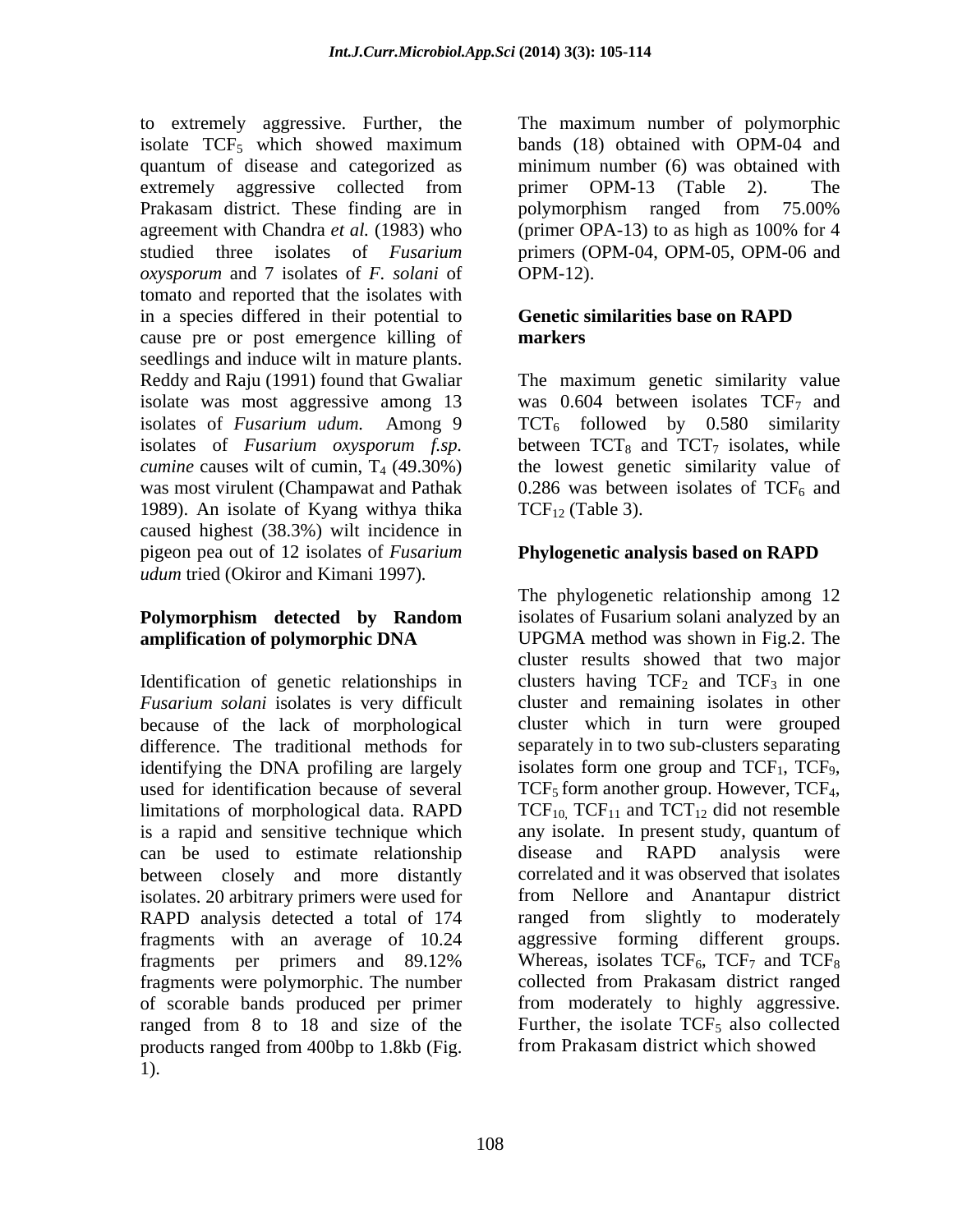to extremely aggressive. Further, the isolate $TCF_5$ which showed maximum quantum of disease and categorized as extremely aggressive collected from Prakasam district. These finding are in agreement with Chandra *et al.* (1983) who studied three isolates of *Fusarium oxysporum* and 7 isolates of *F. solani* of tomato and reported that the isolates with in a species differed in their potential to cause pre or post emergence killing of seedlings and induce wilt in mature plants. Reddy and Raju (1991) found that Gwaliar isolate was most aggressive among 13 isolates of *Fusarium udum.* Among 9 isolates of *Fusarium oxysporum f.sp. cumine* causes wilt of cumin, $T_4$ (49.30%) was most virulent (Champawat and Pathak 1989). An isolate of Kyang withya thika caused highest (38.3%) wilt incidence in pigeon pea out of 12 isolates of *Fusarium udum* tried (Okiror and Kimani 1997).

## Polymorphism detected by Random amplification of polymorphic DNA

Identification of genetic relationships in *Fusarium solani* isolates is very difficult because of the lack of morphological difference. The traditional methods for identifying the DNA profiling are largely used for identification because of several limitations of morphological data. RAPD is a rapid and sensitive technique which can be used to estimate relationship between closely and more distantly isolates. 20 arbitrary primers were used for RAPD analysis detected a total of 174 fragments with an average of 10.24 fragments per primers and 89.12% fragments were polymorphic. The number of scorable bands produced per primer ranged from 8 to 18 and size of the products ranged from 400bp to 1.8kb (Fig. 1).

The maximum number of polymorphic bands (18) obtained with OPM-04 and minimum number (6) was obtained with primer OPM-13 (Table 2). The polymorphism ranged from 75.00% (primer OPA-13) to as high as 100% for 4 primers (OPM-04, OPM-05, OPM-06 and OPM-12).

## Genetic similarities base on RAPD markers

The maximum genetic similarity value was 0.604 between isolates $TCF_7$ and $TCT_6$ followed by 0.580 similarity between $TCT_8$ and $TCT_7$ isolates, while the lowest genetic similarity value of 0.286 was between isolates of $TCF_6$ and $TCF_{12}$ (Table 3).

## Phylogenetic analysis based on RAPD

The phylogenetic relationship among 12 isolates of Fusarium solani analyzed by an UPGMA method was shown in Fig.2. The cluster results showed that two major clusters having $TCF_2$ and $TCF_3$ in one cluster and remaining isolates in other cluster which in turn were grouped separately in to two sub-clusters separating isolates form one group and $TCF_1$, $TCF_9$, $TCF_5$ form another group. However, $TCF_4$, $TCF_{10,}$ $TCF_{11}$ and $TCT_{12}$ did not resemble any isolate. In present study, quantum of disease and RAPD analysis were correlated and it was observed that isolates from Nellore and Anantapur district ranged from slightly to moderately aggressive forming different groups. Whereas, isolates $TCF_6$, $TCF_7$ and $TCF_8$ collected from Prakasam district ranged from moderately to highly aggressive. Further, the isolate $TCF_5$ also collected from Prakasam district which showed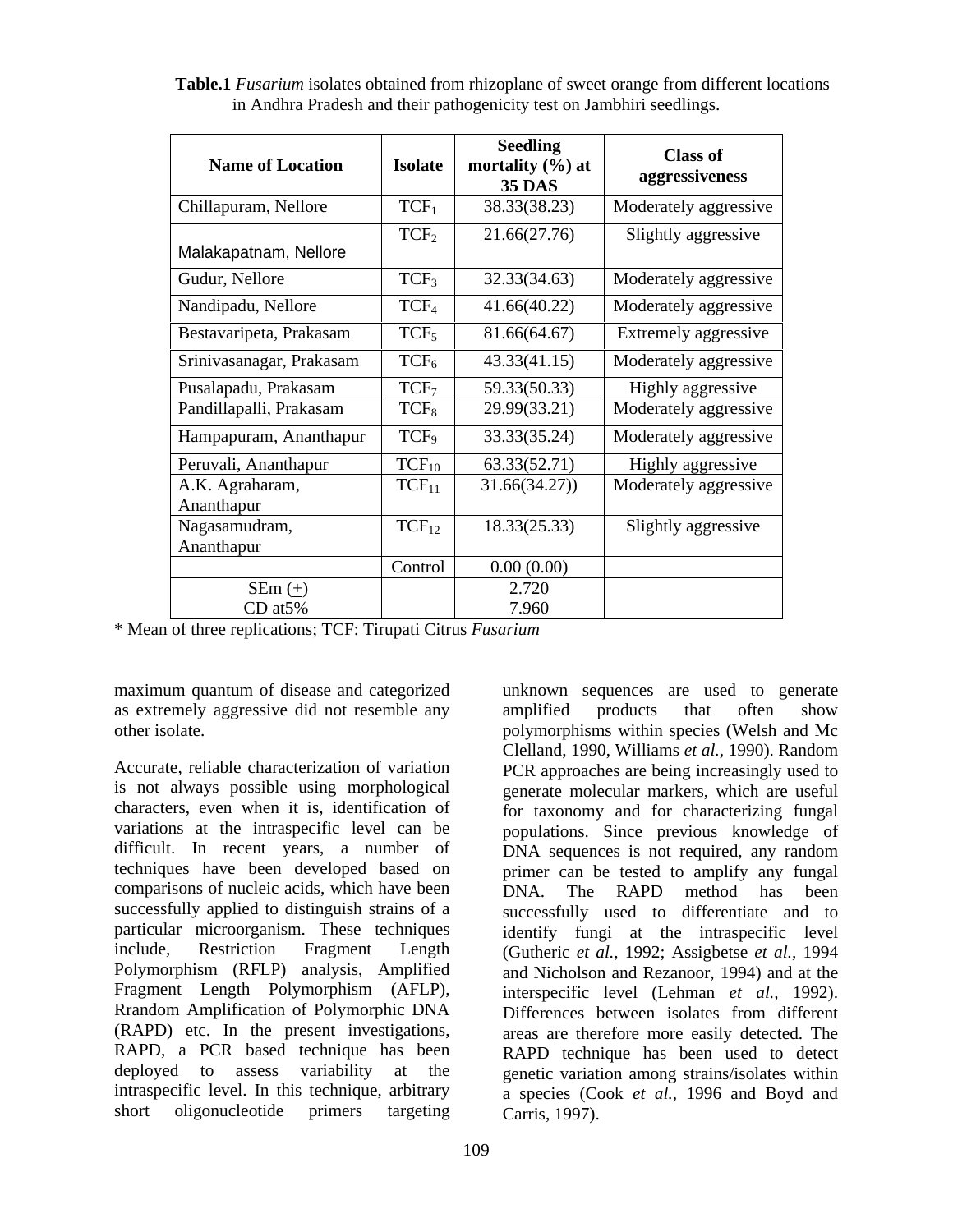**Table.1** *Fusarium* isolates obtained from rhizoplane of sweet orange from different locations in Andhra Pradesh and their pathogenicity test on Jambhiri seedlings.

| Name of Location | Isolate | Seedling mortality (%) at 35 DAS | Class of aggressiveness |
|---|---|---|---|
| Chillapuram, Nellore | $TCF_1$ | 38.33(38.23) | Moderately aggressive |
| Malakapatnam, Nellore | $TCF_2$ | 21.66(27.76) | Slightly aggressive |
| Gudur, Nellore | $TCF_3$ | 32.33(34.63) | Moderately aggressive |
| Nandipadu, Nellore | $TCF_4$ | 41.66(40.22) | Moderately aggressive |
| Bestavaripeta, Prakasam | $TCF_5$ | 81.66(64.67) | Extremely aggressive |
| Srinivasanagar, Prakasam | $TCF_6$ | 43.33(41.15) | Moderately aggressive |
| Pusalapadu, Prakasam | $TCF_7$ | 59.33(50.33) | Highly aggressive |
| Pandillapalli, Prakasam | $TCF_8$ | 29.99(33.21) | Moderately aggressive |
| Hampapuram, Ananthapur | $TCF_9$ | 33.33(35.24) | Moderately aggressive |
| Peruvali, Ananthapur | $TCF_{10}$ | 63.33(52.71) | Highly aggressive |
| A.K. Agraharam, Ananthapur | $TCF_{11}$ | 31.66(34.27)) | Moderately aggressive |
| Nagasamudram, Ananthapur | $TCF_{12}$ | 18.33(25.33) | Slightly aggressive |
| | Control | 0.00 (0.00) | |
| SEm (±) | | 2.720 | |
| CD at5% | | 7.960 | |

\* Mean of three replications; TCF: Tirupati Citrus *Fusarium*

maximum quantum of disease and categorized as extremely aggressive did not resemble any other isolate.

Accurate, reliable characterization of variation is not always possible using morphological characters, even when it is, identification of variations at the intraspecific level can be difficult. In recent years, a number of techniques have been developed based on comparisons of nucleic acids, which have been successfully applied to distinguish strains of a particular microorganism. These techniques include, Restriction Fragment Length Polymorphism (RFLP) analysis, Amplified Fragment Length Polymorphism (AFLP), Rrandom Amplification of Polymorphic DNA (RAPD) etc. In the present investigations, RAPD, a PCR based technique has been deployed to assess variability at the intraspecific level. In this technique, arbitrary short oligonucleotide primers targeting unknown sequences are used to generate amplified products that often show polymorphisms within species (Welsh and Mc Clelland, 1990, Williams *et al.,* 1990). Random PCR approaches are being increasingly used to generate molecular markers, which are useful for taxonomy and for characterizing fungal populations. Since previous knowledge of DNA sequences is not required, any random primer can be tested to amplify any fungal DNA. The RAPD method has been successfully used to differentiate and to identify fungi at the intraspecific level (Gutheric *et al.,* 1992; Assigbetse *et al.,* 1994 and Nicholson and Rezanoor, 1994) and at the interspecific level (Lehman *et al.,* 1992). Differences between isolates from different areas are therefore more easily detected. The RAPD technique has been used to detect genetic variation among strains/isolates within a species (Cook *et al.,* 1996 and Boyd and Carris, 1997).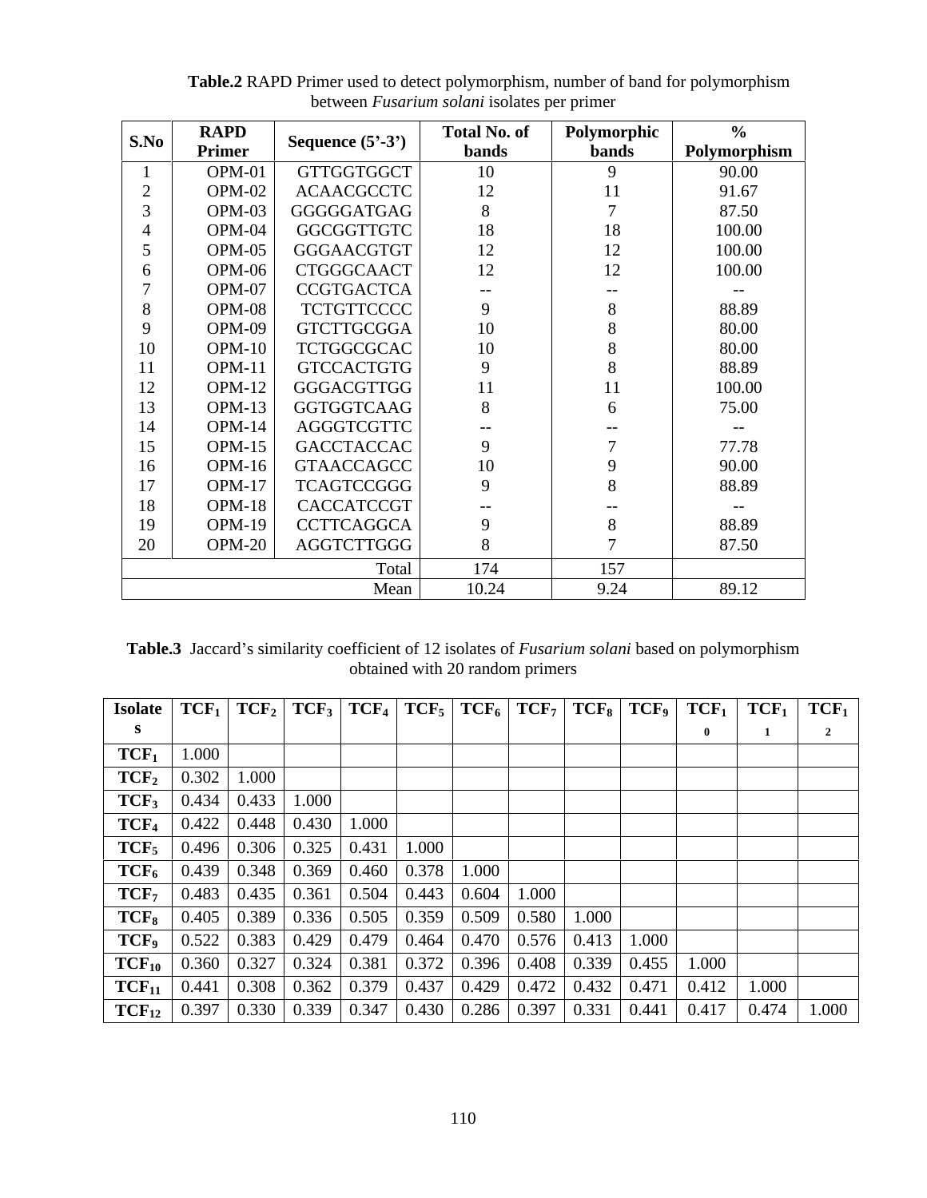**Table.2** RAPD Primer used to detect polymorphism, number of band for polymorphism between *Fusarium solani* isolates per primer

| S.No | RAPD Primer | Sequence (5'-3') | Total No. of bands | Polymorphic bands | % Polymorphism |
|---|---|---|---|---|---|
| 1 | OPM-01 | GTTGGTGGCT | 10 | 9 | 90.00 |
| 2 | OPM-02 | ACAACGCCTC | 12 | 11 | 91.67 |
| 3 | OPM-03 | GGGGGATGAG | 8 | 7 | 87.50 |
| 4 | OPM-04 | GGCGGTTGTC | 18 | 18 | 100.00 |
| 5 | OPM-05 | GGGAACGTGT | 12 | 12 | 100.00 |
| 6 | OPM-06 | CTGGGCAACT | 12 | 12 | 100.00 |
| 7 | OPM-07 | CCGTGACTCA | -- | -- | -- |
| 8 | OPM-08 | TCTGTTCCCC | 9 | 8 | 88.89 |
| 9 | OPM-09 | GTCTTGCGGA | 10 | 8 | 80.00 |
| 10 | OPM-10 | TCTGGCGCAC | 10 | 8 | 80.00 |
| 11 | OPM-11 | GTCCACTGTG | 9 | 8 | 88.89 |
| 12 | OPM-12 | GGGACGTTGG | 11 | 11 | 100.00 |
| 13 | OPM-13 | GGTGGTCAAG | 8 | 6 | 75.00 |
| 14 | OPM-14 | AGGGTCGTTC | -- | -- | -- |
| 15 | OPM-15 | GACCTACCAC | 9 | 7 | 77.78 |
| 16 | OPM-16 | GTAACCAGCC | 10 | 9 | 90.00 |
| 17 | OPM-17 | TCAGTCCGGG | 9 | 8 | 88.89 |
| 18 | OPM-18 | CACCATCCGT | -- | -- | -- |
| 19 | OPM-19 | CCTTCAGGCA | 9 | 8 | 88.89 |
| 20 | OPM-20 | AGGTCTTGGG | 8 | 7 | 87.50 |
| | | Total | 174 | 157 | |
| | | Mean | 10.24 | 9.24 | 89.12 |

**Table.3** Jaccard's similarity coefficient of 12 isolates of *Fusarium solani* based on polymorphism obtained with 20 random primers

| Isolates | $TCF_1$ | $TCF_2$ | $TCF_3$ | $TCF_4$ | $TCF_5$ | $TCF_6$ | $TCF_7$ | $TCF_8$ | $TCF_9$ | $TCF_{10}$ | $TCF_{11}$ | $TCF_{12}$ |
|---|---|---|---|---|---|---|---|---|---|---|---|---|
| $TCF_1$ | 1.000 | | | | | | | | | | | |
| $TCF_2$ | 0.302 | 1.000 | | | | | | | | | | |
| $TCF_3$ | 0.434 | 0.433 | 1.000 | | | | | | | | | |
| $TCF_4$ | 0.422 | 0.448 | 0.430 | 1.000 | | | | | | | | |
| $TCF_5$ | 0.496 | 0.306 | 0.325 | 0.431 | 1.000 | | | | | | | |
| $TCF_6$ | 0.439 | 0.348 | 0.369 | 0.460 | 0.378 | 1.000 | | | | | | |
| $TCF_7$ | 0.483 | 0.435 | 0.361 | 0.504 | 0.443 | 0.604 | 1.000 | | | | | |
| $TCF_8$ | 0.405 | 0.389 | 0.336 | 0.505 | 0.359 | 0.509 | 0.580 | 1.000 | | | | |
| $TCF_9$ | 0.522 | 0.383 | 0.429 | 0.479 | 0.464 | 0.470 | 0.576 | 0.413 | 1.000 | | | |
| $TCF_{10}$ | 0.360 | 0.327 | 0.324 | 0.381 | 0.372 | 0.396 | 0.408 | 0.339 | 0.455 | 1.000 | | |
| $TCF_{11}$ | 0.441 | 0.308 | 0.362 | 0.379 | 0.437 | 0.429 | 0.472 | 0.432 | 0.471 | 0.412 | 1.000 | |
| $TCF_{12}$ | 0.397 | 0.330 | 0.339 | 0.347 | 0.430 | 0.286 | 0.397 | 0.331 | 0.441 | 0.417 | 0.474 | 1.000 |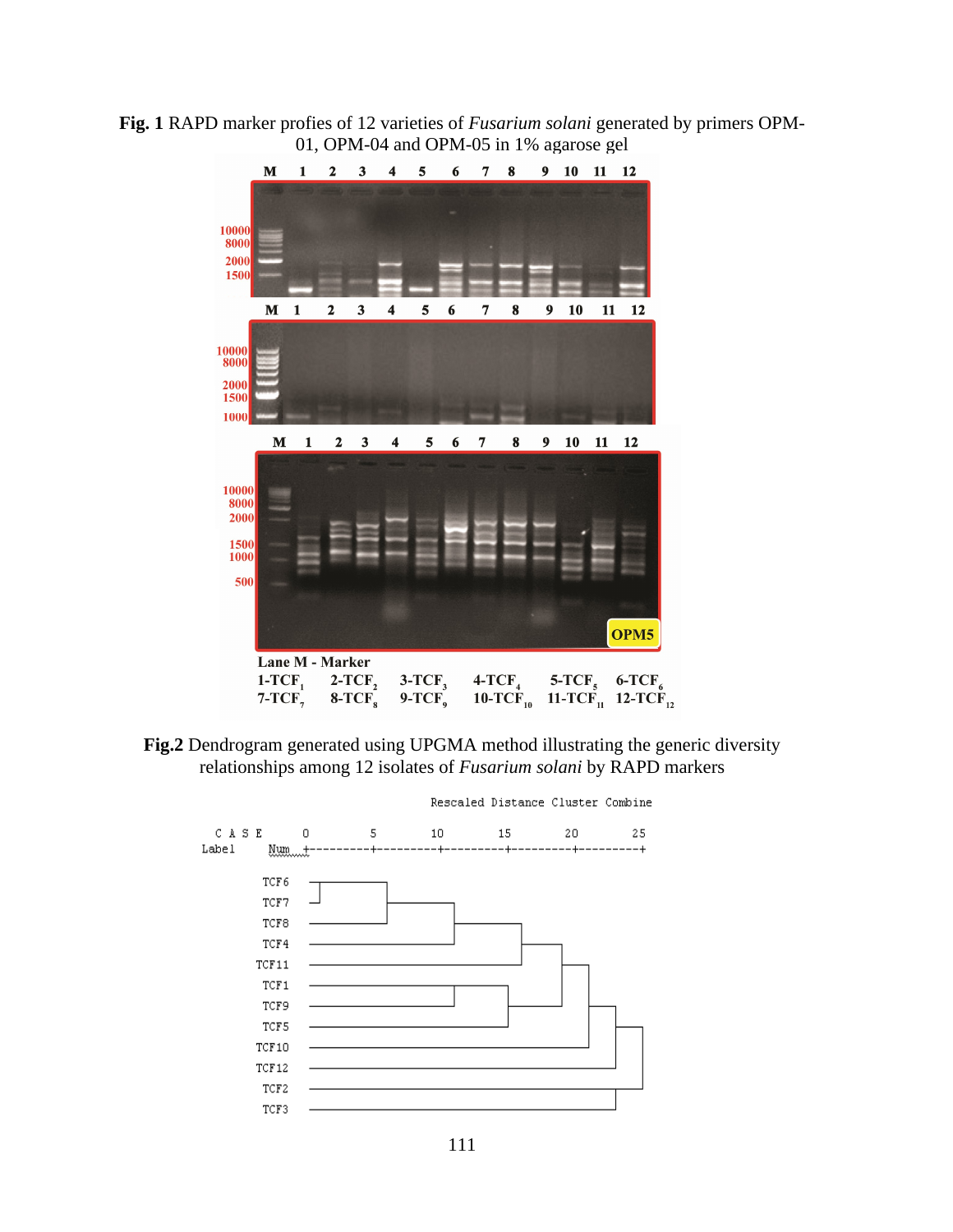**Fig. 1** RAPD marker profies of 12 varieties of *Fusarium solani* generated by primers OPM-01, OPM-04 and OPM-05 in 1% agarose gel

**Fig.2** Dendrogram generated using UPGMA method illustrating the generic diversity relationships among 12 isolates of *Fusarium solani* by RAPD markers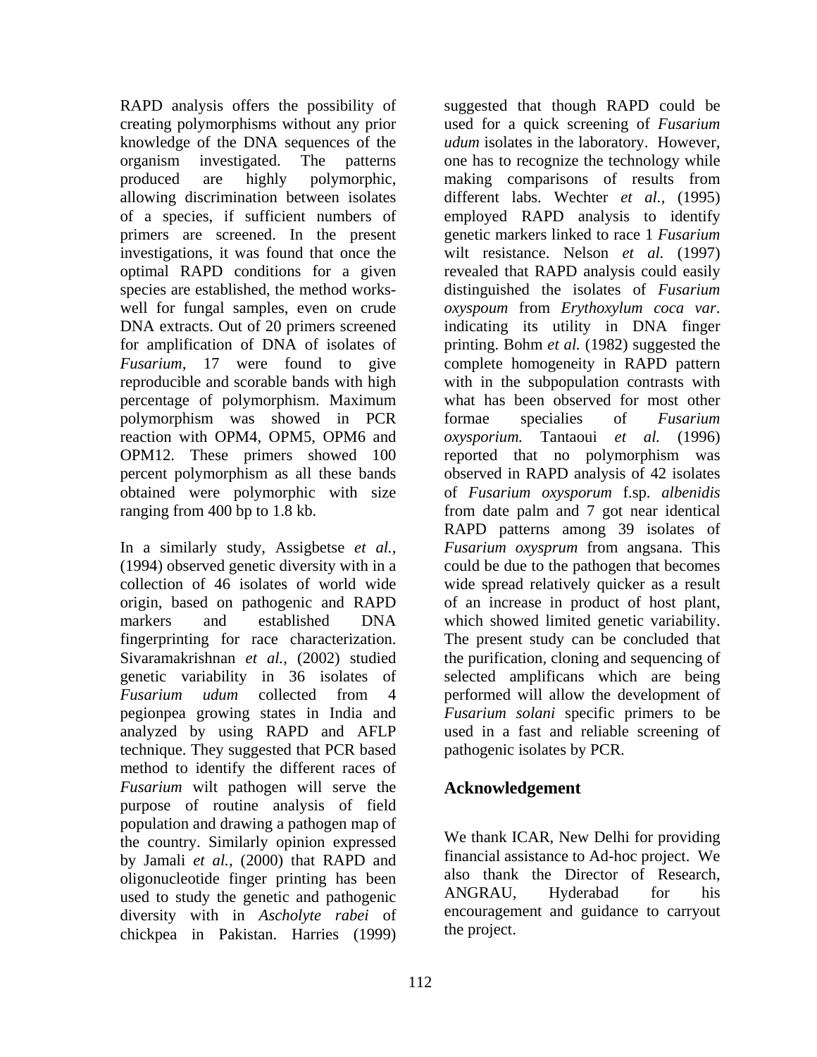RAPD analysis offers the possibility of creating polymorphisms without any prior knowledge of the DNA sequences of the organism investigated. The patterns produced are highly polymorphic, allowing discrimination between isolates of a species, if sufficient numbers of primers are screened. In the present investigations, it was found that once the optimal RAPD conditions for a given species are established, the method works-well for fungal samples, even on crude DNA extracts. Out of 20 primers screened for amplification of DNA of isolates of *Fusarium,* 17 were found to give reproducible and scorable bands with high percentage of polymorphism. Maximum polymorphism was showed in PCR reaction with OPM4, OPM5, OPM6 and OPM12. These primers showed 100 percent polymorphism as all these bands obtained were polymorphic with size ranging from 400 bp to 1.8 kb.

In a similarly study, Assigbetse *et al.,* (1994) observed genetic diversity with in a collection of 46 isolates of world wide origin, based on pathogenic and RAPD markers and established DNA fingerprinting for race characterization. Sivaramakrishnan *et al.,* (2002) studied genetic variability in 36 isolates of *Fusarium udum* collected from 4 pegionpea growing states in India and analyzed by using RAPD and AFLP technique. They suggested that PCR based method to identify the different races of *Fusarium* wilt pathogen will serve the purpose of routine analysis of field population and drawing a pathogen map of the country. Similarly opinion expressed by Jamali *et al.,* (2000) that RAPD and oligonucleotide finger printing has been used to study the genetic and pathogenic diversity with in *Ascholyte rabei* of chickpea in Pakistan. Harries (1999) suggested that though RAPD could be used for a quick screening of *Fusarium udum* isolates in the laboratory. However, one has to recognize the technology while making comparisons of results from different labs. Wechter *et al.,* (1995) employed RAPD analysis to identify genetic markers linked to race 1 *Fusarium* wilt resistance. Nelson *et al.* (1997) revealed that RAPD analysis could easily distinguished the isolates of *Fusarium oxyspoum* from *Erythoxylum coca var.* indicating its utility in DNA finger printing. Bohm *et al.* (1982) suggested the complete homogeneity in RAPD pattern with in the subpopulation contrasts with what has been observed for most other formae specialies of *Fusarium oxysporium.* Tantaoui *et al.* (1996) reported that no polymorphism was observed in RAPD analysis of 42 isolates of *Fusarium oxysporum* f.sp. *albenidis* from date palm and 7 got near identical RAPD patterns among 39 isolates of *Fusarium oxysprum* from angsana. This could be due to the pathogen that becomes wide spread relatively quicker as a result of an increase in product of host plant, which showed limited genetic variability. The present study can be concluded that the purification, cloning and sequencing of selected amplificans which are being performed will allow the development of *Fusarium solani* specific primers to be used in a fast and reliable screening of pathogenic isolates by PCR.

## Acknowledgement

We thank ICAR, New Delhi for providing financial assistance to Ad-hoc project. We also thank the Director of Research, ANGRAU, Hyderabad for his encouragement and guidance to carryout the project.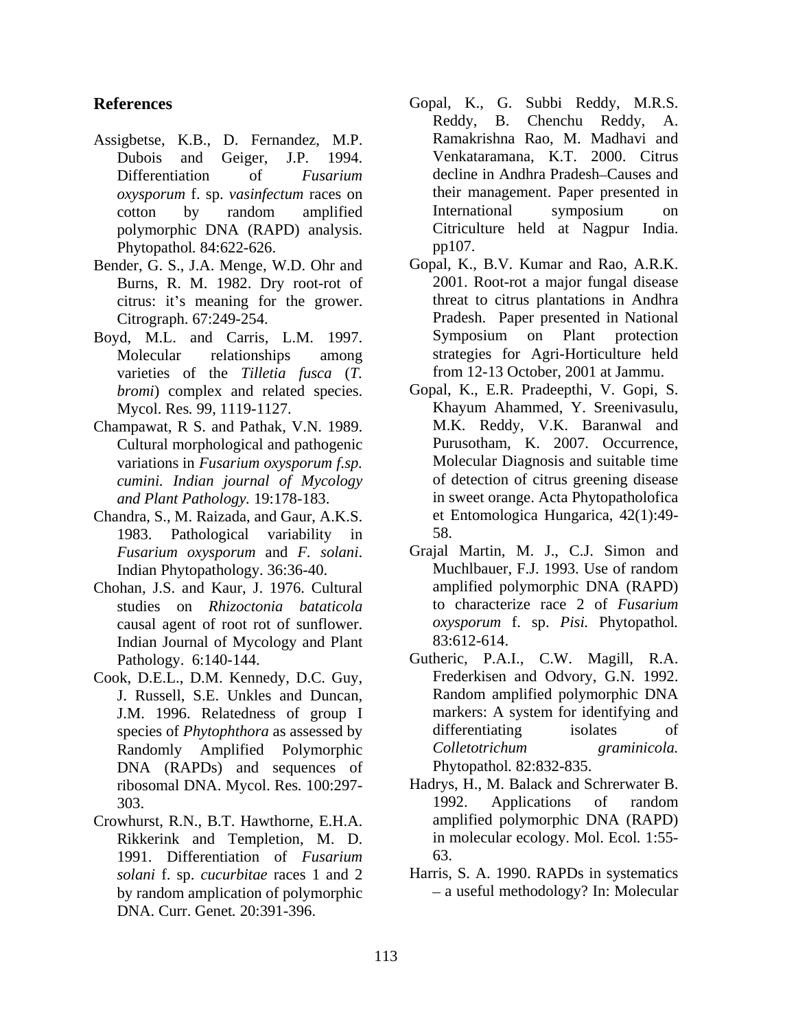## References

Assigbetse, K.B., D. Fernandez, M.P. Dubois and Geiger, J.P. 1994. Differentiation of *Fusarium oxysporum* f. sp. *vasinfectum* races on cotton by random amplified polymorphic DNA (RAPD) analysis. Phytopathol. 84:622-626.

Bender, G. S., J.A. Menge, W.D. Ohr and Burns, R. M. 1982. Dry root-rot of citrus: it's meaning for the grower. Citrograph. 67:249-254.

Boyd, M.L. and Carris, L.M. 1997. Molecular relationships among varieties of the *Tilletia fusca* (*T. bromi*) complex and related species. Mycol. Res. 99, 1119-1127.

Champawat, R S. and Pathak, V.N. 1989. Cultural morphological and pathogenic variations in *Fusarium oxysporum f.sp. cumini. Indian journal of Mycology and Plant Pathology.* 19:178-183.

Chandra, S., M. Raizada, and Gaur, A.K.S. 1983. Pathological variability in *Fusarium oxysporum* and *F. solani*. Indian Phytopathology. 36:36-40.

Chohan, J.S. and Kaur, J. 1976. Cultural studies on *Rhizoctonia bataticola* causal agent of root rot of sunflower. Indian Journal of Mycology and Plant Pathology. 6:140-144.

Cook, D.E.L., D.M. Kennedy, D.C. Guy, J. Russell, S.E. Unkles and Duncan, J.M. 1996. Relatedness of group I species of *Phytophthora* as assessed by Randomly Amplified Polymorphic DNA (RAPDs) and sequences of ribosomal DNA. Mycol. Res. 100:297-303.

Crowhurst, R.N., B.T. Hawthorne, E.H.A. Rikkerink and Templetion, M. D. 1991. Differentiation of *Fusarium solani* f. sp. *cucurbitae* races 1 and 2 by random amplication of polymorphic DNA. Curr. Genet. 20:391-396.

Gopal, K., G. Subbi Reddy, M.R.S. Reddy, B. Chenchu Reddy, A. Ramakrishna Rao, M. Madhavi and Venkataramana, K.T. 2000. Citrus decline in Andhra Pradesh–Causes and their management. Paper presented in International symposium on Citriculture held at Nagpur India. pp107.

Gopal, K., B.V. Kumar and Rao, A.R.K. 2001. Root-rot a major fungal disease threat to citrus plantations in Andhra Pradesh. Paper presented in National Symposium on Plant protection strategies for Agri-Horticulture held from 12-13 October, 2001 at Jammu.

Gopal, K., E.R. Pradeepthi, V. Gopi, S. Khayum Ahammed, Y. Sreenivasulu, M.K. Reddy, V.K. Baranwal and Purusotham, K. 2007. Occurrence, Molecular Diagnosis and suitable time of detection of citrus greening disease in sweet orange. Acta Phytopatholofica et Entomologica Hungarica, 42(1):49-58.

Grajal Martin, M. J., C.J. Simon and Muchlbauer, F.J. 1993. Use of random amplified polymorphic DNA (RAPD) to characterize race 2 of *Fusarium oxysporum* f. sp. *Pisi.* Phytopathol. 83:612-614.

Gutheric, P.A.I., C.W. Magill, R.A. Frederkisen and Odvory, G.N. 1992. Random amplified polymorphic DNA markers: A system for identifying and differentiating isolates of *Colletotrichum graminicola.* Phytopathol. 82:832-835.

Hadrys, H., M. Balack and Schrerwater B. 1992. Applications of random amplified polymorphic DNA (RAPD) in molecular ecology. Mol. Ecol. 1:55-63.

Harris, S. A. 1990. RAPDs in systematics – a useful methodology? In: Molecular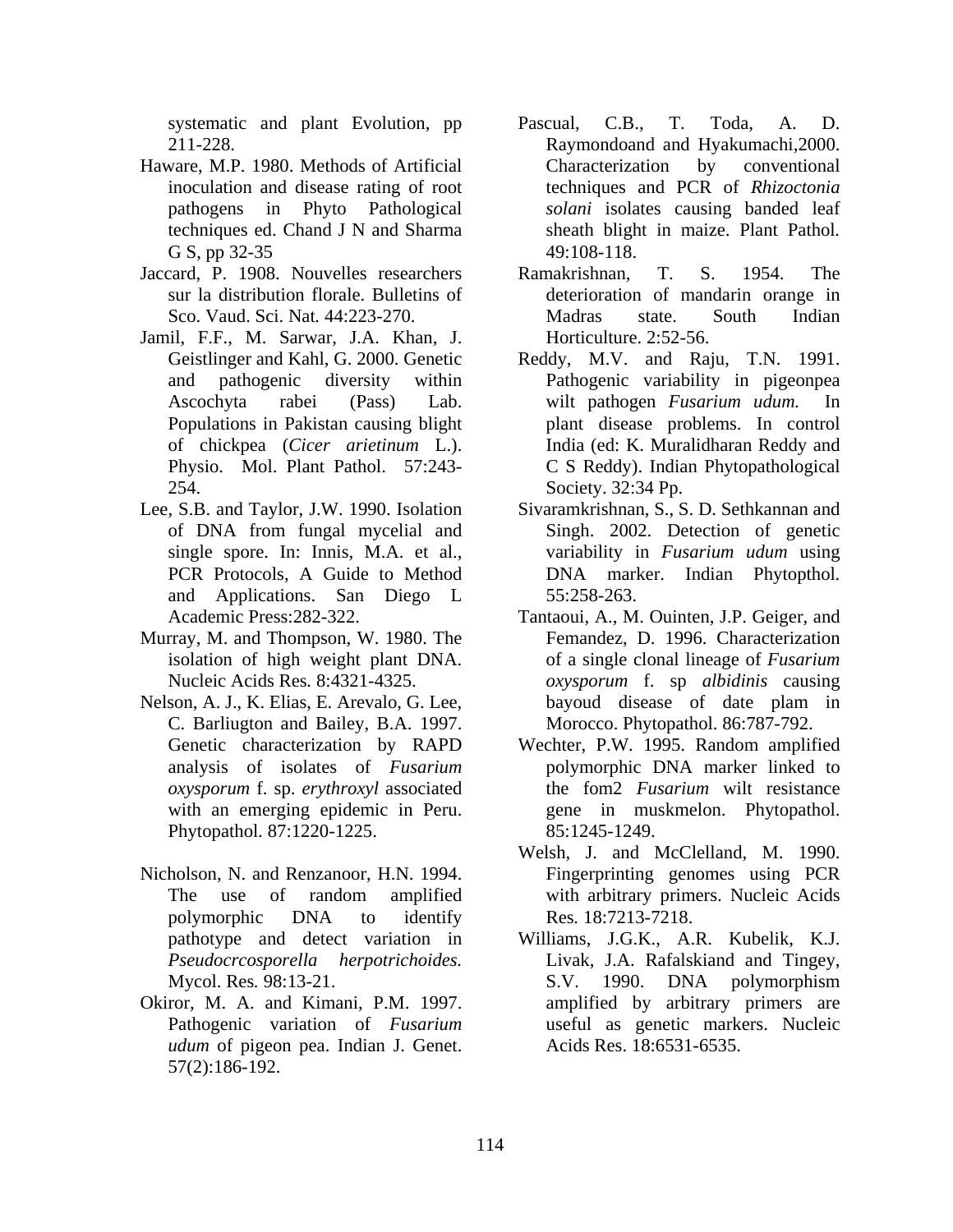systematic and plant Evolution, pp 211-228.

Haware, M.P. 1980. Methods of Artificial inoculation and disease rating of root pathogens in Phyto Pathological techniques ed. Chand J N and Sharma G S, pp 32-35

Jaccard, P. 1908. Nouvelles researchers sur la distribution florale. Bulletins of Sco. Vaud. Sci. Nat. 44:223-270.

Jamil, F.F., M. Sarwar, J.A. Khan, J. Geistlinger and Kahl, G. 2000. Genetic and pathogenic diversity within Ascochyta rabei (Pass) Lab. Populations in Pakistan causing blight of chickpea (*Cicer arietinum* L.). Physio. Mol. Plant Pathol. 57:243-254.

Lee, S.B. and Taylor, J.W. 1990. Isolation of DNA from fungal mycelial and single spore. In: Innis, M.A. et al., PCR Protocols, A Guide to Method and Applications. San Diego L Academic Press:282-322.

Murray, M. and Thompson, W. 1980. The isolation of high weight plant DNA. Nucleic Acids Res. 8:4321-4325.

Nelson, A. J., K. Elias, E. Arevalo, G. Lee, C. Barliugton and Bailey, B.A. 1997. Genetic characterization by RAPD analysis of isolates of *Fusarium oxysporum* f. sp. *erythroxyl* associated with an emerging epidemic in Peru. Phytopathol. 87:1220-1225.

Nicholson, N. and Renzanoor, H.N. 1994. The use of random amplified polymorphic DNA to identify pathotype and detect variation in *Pseudocrcosporella herpotrichoides*. Mycol. Res. 98:13-21.

Okiror, M. A. and Kimani, P.M. 1997. Pathogenic variation of *Fusarium udum* of pigeon pea. Indian J. Genet. 57(2):186-192.

Pascual, C.B., T. Toda, A. D. Raymondoand and Hyakumachi,2000. Characterization by conventional techniques and PCR of *Rhizoctonia solani* isolates causing banded leaf sheath blight in maize. Plant Pathol. 49:108-118.

Ramakrishnan, T. S. 1954. The deterioration of mandarin orange in Madras state. South Indian Horticulture. 2:52-56.

Reddy, M.V. and Raju, T.N. 1991. Pathogenic variability in pigeonpea wilt pathogen *Fusarium udum*. In plant disease problems. In control India (ed: K. Muralidharan Reddy and C S Reddy). Indian Phytopathological Society. 32:34 Pp.

Sivaramkrishnan, S., S. D. Sethkannan and Singh. 2002. Detection of genetic variability in *Fusarium udum* using DNA marker. Indian Phytopthol. 55:258-263.

Tantaoui, A., M. Ouinten, J.P. Geiger, and Femandez, D. 1996. Characterization of a single clonal lineage of *Fusarium oxysporum* f. sp *albidinis* causing bayoud disease of date plam in Morocco. Phytopathol. 86:787-792.

Wechter, P.W. 1995. Random amplified polymorphic DNA marker linked to the fom2 *Fusarium* wilt resistance gene in muskmelon. Phytopathol. 85:1245-1249.

Welsh, J. and McClelland, M. 1990. Fingerprinting genomes using PCR with arbitrary primers. Nucleic Acids Res. 18:7213-7218.

Williams, J.G.K., A.R. Kubelik, K.J. Livak, J.A. Rafalskiand and Tingey, S.V. 1990. DNA polymorphism amplified by arbitrary primers are useful as genetic markers. Nucleic Acids Res. 18:6531-6535.